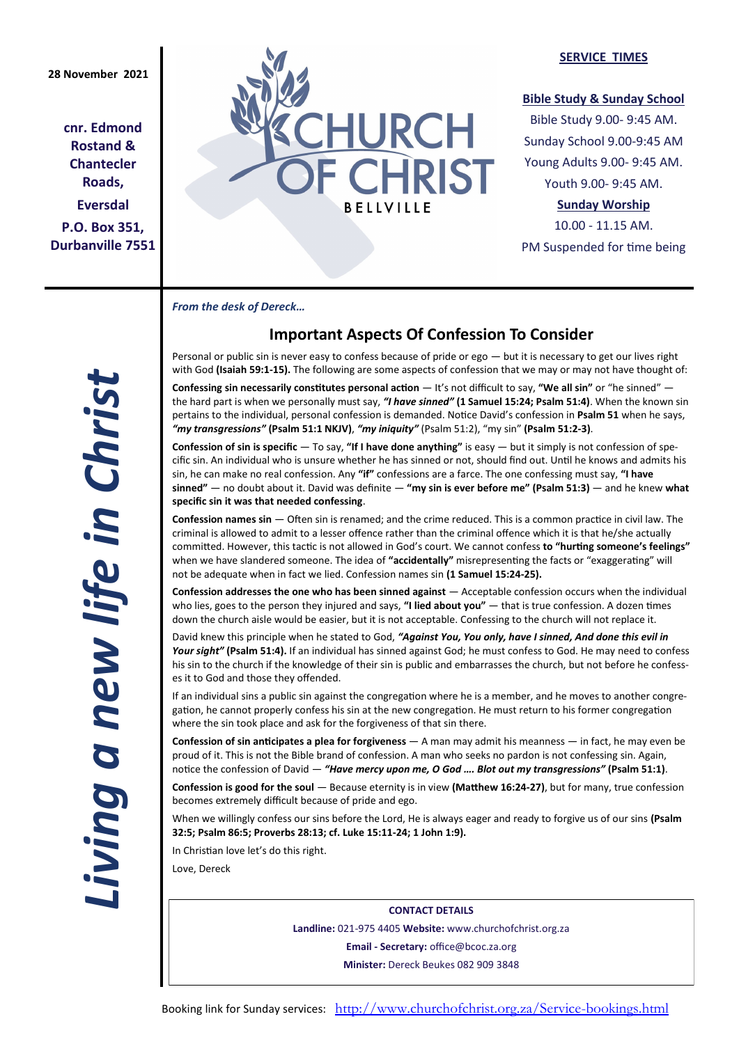**28 November 2021**

**cnr. Edmond Rostand & Chantecler Roads,**

**Eversdal**

**P.O. Box 351, Durbanville 7551**

# CHURCH OF CHRIST

BELLVILLE

**SERVICE TIMES**

**Bible Study & Sunday School**

Bible Study 9.00- 9:45 AM.

Sunday School 9.00-9:45 AM

Young Adults 9.00- 9:45 AM.

Youth 9.00- 9:45 AM.

**Sunday Worship**

10.00 - 11.15 AM.

PM Suspended for time being

***Living a new life in Christ***

***From the desk of Dereck…***

## Important Aspects Of Confession To Consider

Personal or public sin is never easy to confess because of pride or ego — but it is necessary to get our lives right with God **(Isaiah 59:1-15).** The following are some aspects of confession that we may or may not have thought of:

**Confessing sin necessarily constitutes personal action** — It's not difficult to say, **"We all sin"** or "he sinned" — the hard part is when we personally must say, ***"I have sinned"*** **(1 Samuel 15:24; Psalm 51:4)**. When the known sin pertains to the individual, personal confession is demanded. Notice David's confession in **Psalm 51** when he says, ***"my transgressions"*** **(Psalm 51:1 NKJV)**, ***"my iniquity"*** (Psalm 51:2), "my sin" **(Psalm 51:2-3)**.

**Confession of sin is specific** — To say, **"If I have done anything"** is easy — but it simply is not confession of specific sin. An individual who is unsure whether he has sinned or not, should find out. Until he knows and admits his sin, he can make no real confession. Any **"if"** confessions are a farce. The one confessing must say, **"I have sinned"** — no doubt about it. David was definite — **"my sin is ever before me" (Psalm 51:3)** — and he knew **what specific sin it was that needed confessing**.

**Confession names sin** — Often sin is renamed; and the crime reduced. This is a common practice in civil law. The criminal is allowed to admit to a lesser offence rather than the criminal offence which it is that he/she actually committed. However, this tactic is not allowed in God's court. We cannot confess **to "hurting someone's feelings"** when we have slandered someone. The idea of **"accidentally"** misrepresenting the facts or "exaggerating" will not be adequate when in fact we lied. Confession names sin **(1 Samuel 15:24-25).**

**Confession addresses the one who has been sinned against** — Acceptable confession occurs when the individual who lies, goes to the person they injured and says, **"I lied about you"** — that is true confession. A dozen times down the church aisle would be easier, but it is not acceptable. Confessing to the church will not replace it.

David knew this principle when he stated to God, ***"Against You, You only, have I sinned, And done this evil in Your sight"*** **(Psalm 51:4).** If an individual has sinned against God; he must confess to God. He may need to confess his sin to the church if the knowledge of their sin is public and embarrasses the church, but not before he confesses it to God and those they offended.

If an individual sins a public sin against the congregation where he is a member, and he moves to another congregation, he cannot properly confess his sin at the new congregation. He must return to his former congregation where the sin took place and ask for the forgiveness of that sin there.

**Confession of sin anticipates a plea for forgiveness** — A man may admit his meanness — in fact, he may even be proud of it. This is not the Bible brand of confession. A man who seeks no pardon is not confessing sin. Again, notice the confession of David — ***"Have mercy upon me, O God …. Blot out my transgressions"*** **(Psalm 51:1)**.

**Confession is good for the soul** — Because eternity is in view **(Matthew 16:24-27)**, but for many, true confession becomes extremely difficult because of pride and ego.

When we willingly confess our sins before the Lord, He is always eager and ready to forgive us of our sins **(Psalm 32:5; Psalm 86:5; Proverbs 28:13; cf. Luke 15:11-24; 1 John 1:9).**

In Christian love let's do this right.

Love, Dereck

**CONTACT DETAILS**

**Landline:** 021-975 4405 **Website:** www.churchofchrist.org.za

**Email - Secretary:** office@bcoc.za.org

**Minister:** Dereck Beukes 082 909 3848

Booking link for Sunday services: http://www.churchofchrist.org.za/Service-bookings.html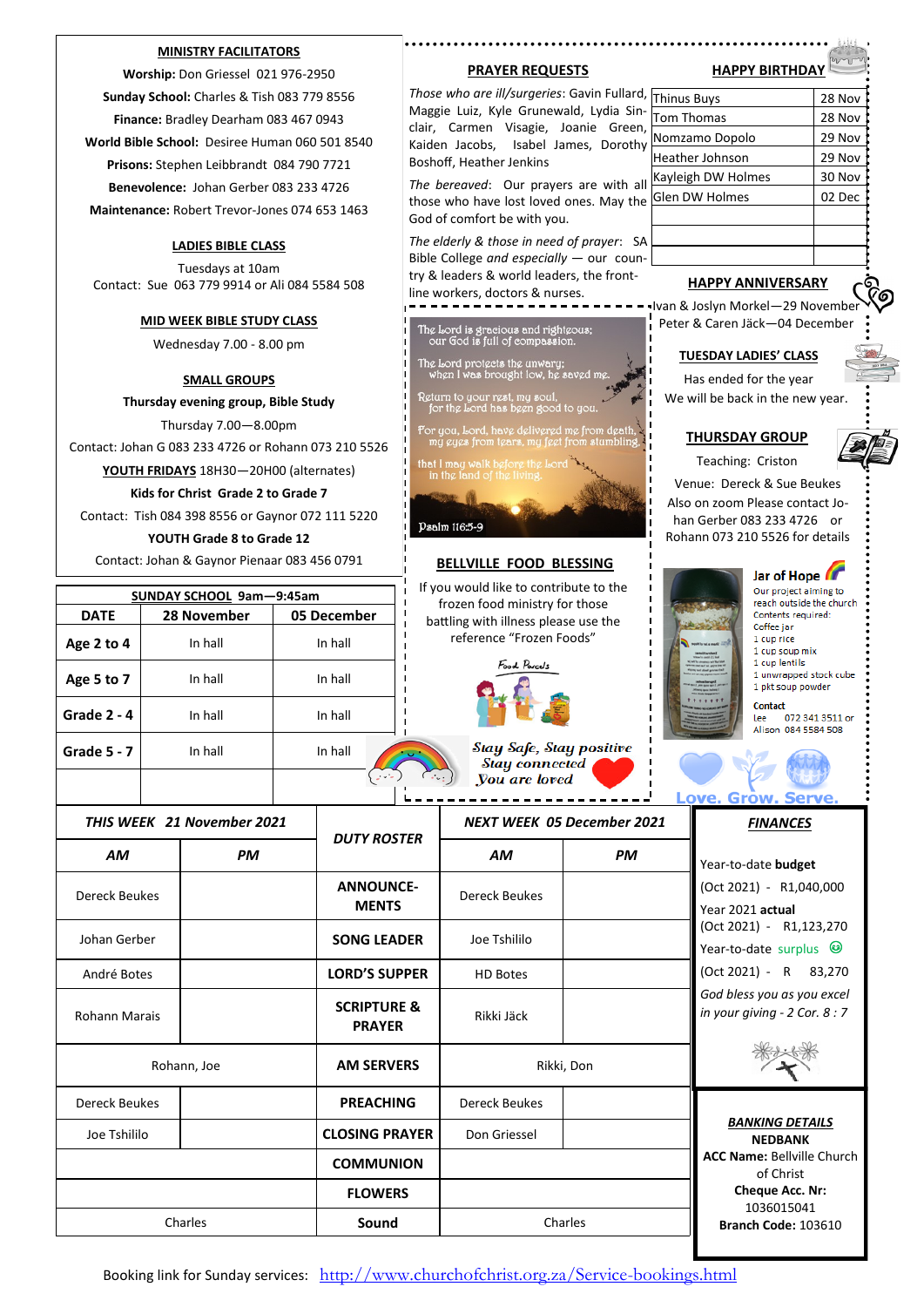## MINISTRY FACILITATORS

**Worship:** Don Griessel 021 976-2950

**Sunday School:** Charles & Tish 083 779 8556

**Finance:** Bradley Dearham 083 467 0943

**World Bible School:** Desiree Human 060 501 8540

**Prisons:** Stephen Leibbrandt 084 790 7721

**Benevolence:** Johan Gerber 083 233 4726

**Maintenance:** Robert Trevor-Jones 074 653 1463

## LADIES BIBLE CLASS

Tuesdays at 10am

Contact: Sue 063 779 9914 or Ali 084 5584 508

## MID WEEK BIBLE STUDY CLASS

Wednesday 7.00 - 8.00 pm

## SMALL GROUPS

**Thursday evening group, Bible Study**

Thursday 7.00—8.00pm

Contact: Johan G 083 233 4726 or Rohann 073 210 5526

**YOUTH FRIDAYS** 18H30—20H00 (alternates)

**Kids for Christ Grade 2 to Grade 7**

Contact: Tish 084 398 8556 or Gaynor 072 111 5220

**YOUTH Grade 8 to Grade 12**

Contact: Johan & Gaynor Pienaar 083 456 0791

| SUNDAY SCHOOL 9am—9:45am | | |
|---|---|---|
| **DATE** | **28 November** | **05 December** |
| **Age 2 to 4** | In hall | In hall |
| **Age 5 to 7** | In hall | In hall |
| **Grade 2 - 4** | In hall | In hall |
| **Grade 5 - 7** | In hall | In hall |
| | | |

## PRAYER REQUESTS

*Those who are ill/surgeries*: Gavin Fullard, Maggie Luiz, Kyle Grunewald, Lydia Sinclair, Carmen Visagie, Joanie Green, Kaiden Jacobs, Isabel James, Dorothy Boshoff, Heather Jenkins

*The bereaved*: Our prayers are with all those who have lost loved ones. May the God of comfort be with you.

*The elderly & those in need of prayer*: SA Bible College *and especially* — our country & leaders & world leaders, the frontline workers, doctors & nurses.

The Lord is gracious and righteous; our God is full of compassion.
The Lord protects the unwary; when I was brought low, he saved me.
Return to your rest, my soul, for the Lord has been good to you.
For you, Lord, have delivered me from death, my eyes from tears, my feet from stumbling,
that I may walk before the Lord in the land of the living.
Psalm 116:5-9

## BELLVILLE FOOD BLESSING

If you would like to contribute to the frozen food ministry for those battling with illness please use the reference "Frozen Foods"

Food Parcels

*Stay Safe, Stay positive*
*Stay connected*
*You are loved*

## HAPPY BIRTHDAY

| | |
|---|---|
| Thinus Buys | 28 Nov |
| Tom Thomas | 28 Nov |
| Nomzamo Dopolo | 29 Nov |
| Heather Johnson | 29 Nov |
| Kayleigh DW Holmes | 30 Nov |
| Glen DW Holmes | 02 Dec |
| | |
| | |

## HAPPY ANNIVERSARY

Ivan & Joslyn Morkel—29 November
Peter & Caren Jäck—04 December

## TUESDAY LADIES' CLASS

Has ended for the year
We will be back in the new year.

## THURSDAY GROUP

Teaching: Criston

Venue: Dereck & Sue Beukes

Also on zoom Please contact Johan Gerber 083 233 4726 or Rohann 073 210 5526 for details

**Jar of Hope**
Our project aiming to reach outside the church
Contents required:
Coffee jar
1 cup rice
1 cup soup mix
1 cup lentils
1 unwrapped stock cube
1 pkt soup powder

**Contact**
Lee 072 341 3511 or
Alison 084 5584 508

Love. Grow. Serve.

| *THIS WEEK 21 November 2021* | | **DUTY ROSTER** | *NEXT WEEK 05 December 2021* | |
|---|---|---|---|---|
| **AM** | **PM** | | **AM** | **PM** |
| Dereck Beukes | | **ANNOUNCE-MENTS** | Dereck Beukes | |
| Johan Gerber | | **SONG LEADER** | Joe Tshililo | |
| André Botes | | **LORD'S SUPPER** | HD Botes | |
| Rohann Marais | | **SCRIPTURE & PRAYER** | Rikki Jäck | |
| Rohann, Joe | | **AM SERVERS** | Rikki, Don | |
| Dereck Beukes | | **PREACHING** | Dereck Beukes | |
| Joe Tshililo | | **CLOSING PRAYER** | Don Griessel | |
| | | **COMMUNION** | | |
| | | **FLOWERS** | | |
| Charles | | **Sound** | Charles | |

## *FINANCES*

Year-to-date **budget**
(Oct 2021) - R1,040,000

Year 2021 **actual**
(Oct 2021) - R1,123,270

Year-to-date surplus ☺
(Oct 2021) - R 83,270

*God bless you as you excel in your giving - 2 Cor. 8 : 7*

***BANKING DETAILS***

**NEDBANK**

**ACC Name:** Bellville Church of Christ

**Cheque Acc. Nr:** 1036015041

**Branch Code:** 103610

Booking link for Sunday services: http://www.churchofchrist.org.za/Service-bookings.html